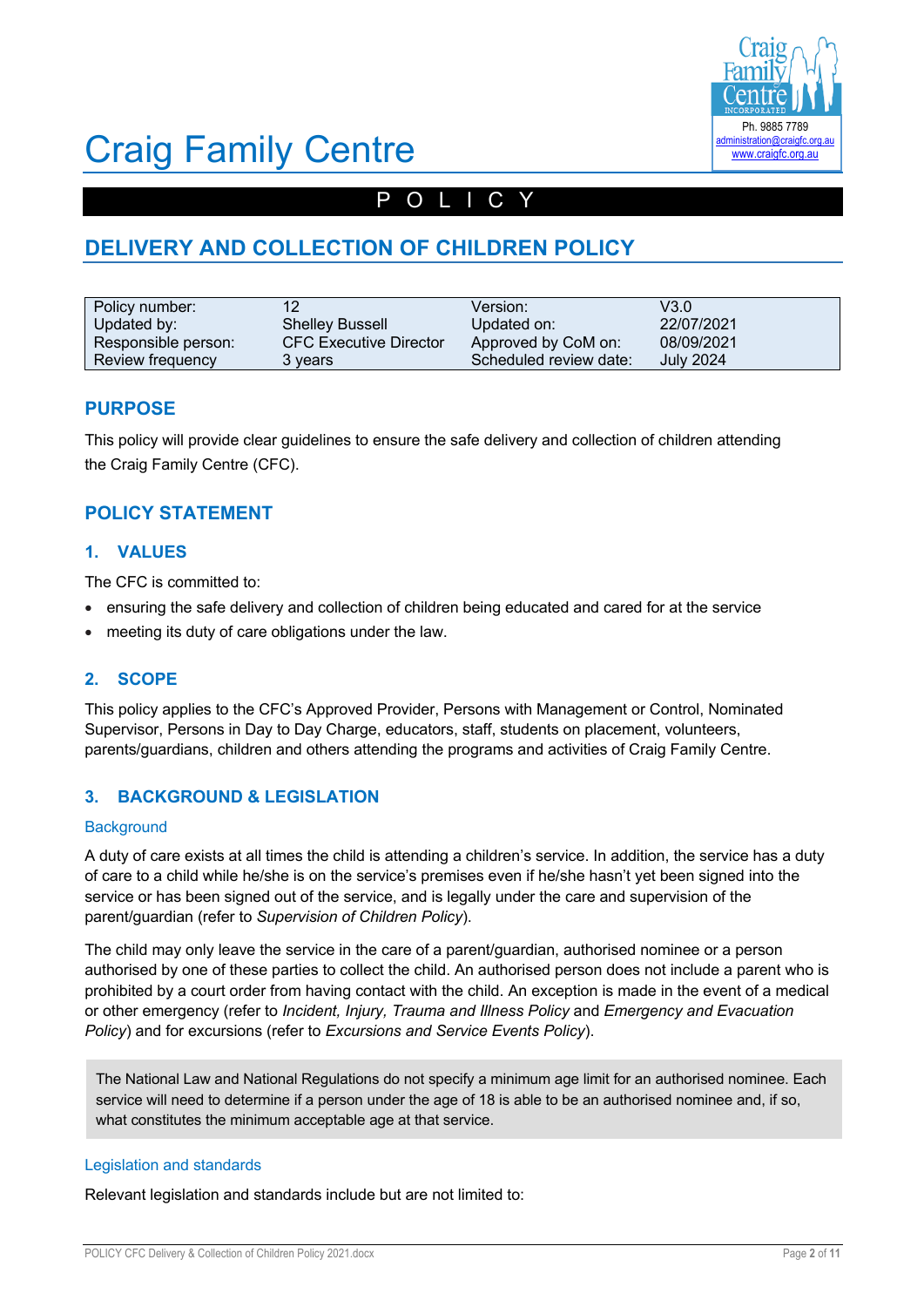# Craig Family Centre

Ph. 9885 7789
administration@craigfc.org.au
www.craigfc.org.au

POLICY

## DELIVERY AND COLLECTION OF CHILDREN POLICY

| Policy number: | 12 | Version: | V3.0 |
|---|---|---|---|
| Updated by: | Shelley Bussell | Updated on: | 22/07/2021 |
| Responsible person: | CFC Executive Director | Approved by CoM on: | 08/09/2021 |
| Review frequency | 3 years | Scheduled review date: | July 2024 |

## PURPOSE

This policy will provide clear guidelines to ensure the safe delivery and collection of children attending the Craig Family Centre (CFC).

## POLICY STATEMENT

### 1. VALUES

The CFC is committed to:

- ensuring the safe delivery and collection of children being educated and cared for at the service
- meeting its duty of care obligations under the law.

### 2. SCOPE

This policy applies to the CFC's Approved Provider, Persons with Management or Control, Nominated Supervisor, Persons in Day to Day Charge, educators, staff, students on placement, volunteers, parents/guardians, children and others attending the programs and activities of Craig Family Centre.

### 3. BACKGROUND & LEGISLATION

#### Background

A duty of care exists at all times the child is attending a children's service. In addition, the service has a duty of care to a child while he/she is on the service's premises even if he/she hasn't yet been signed into the service or has been signed out of the service, and is legally under the care and supervision of the parent/guardian (refer to *Supervision of Children Policy*).

The child may only leave the service in the care of a parent/guardian, authorised nominee or a person authorised by one of these parties to collect the child. An authorised person does not include a parent who is prohibited by a court order from having contact with the child. An exception is made in the event of a medical or other emergency (refer to *Incident, Injury, Trauma and Illness Policy* and *Emergency and Evacuation Policy*) and for excursions (refer to *Excursions and Service Events Policy*).

> The National Law and National Regulations do not specify a minimum age limit for an authorised nominee. Each service will need to determine if a person under the age of 18 is able to be an authorised nominee and, if so, what constitutes the minimum acceptable age at that service.

#### Legislation and standards

Relevant legislation and standards include but are not limited to: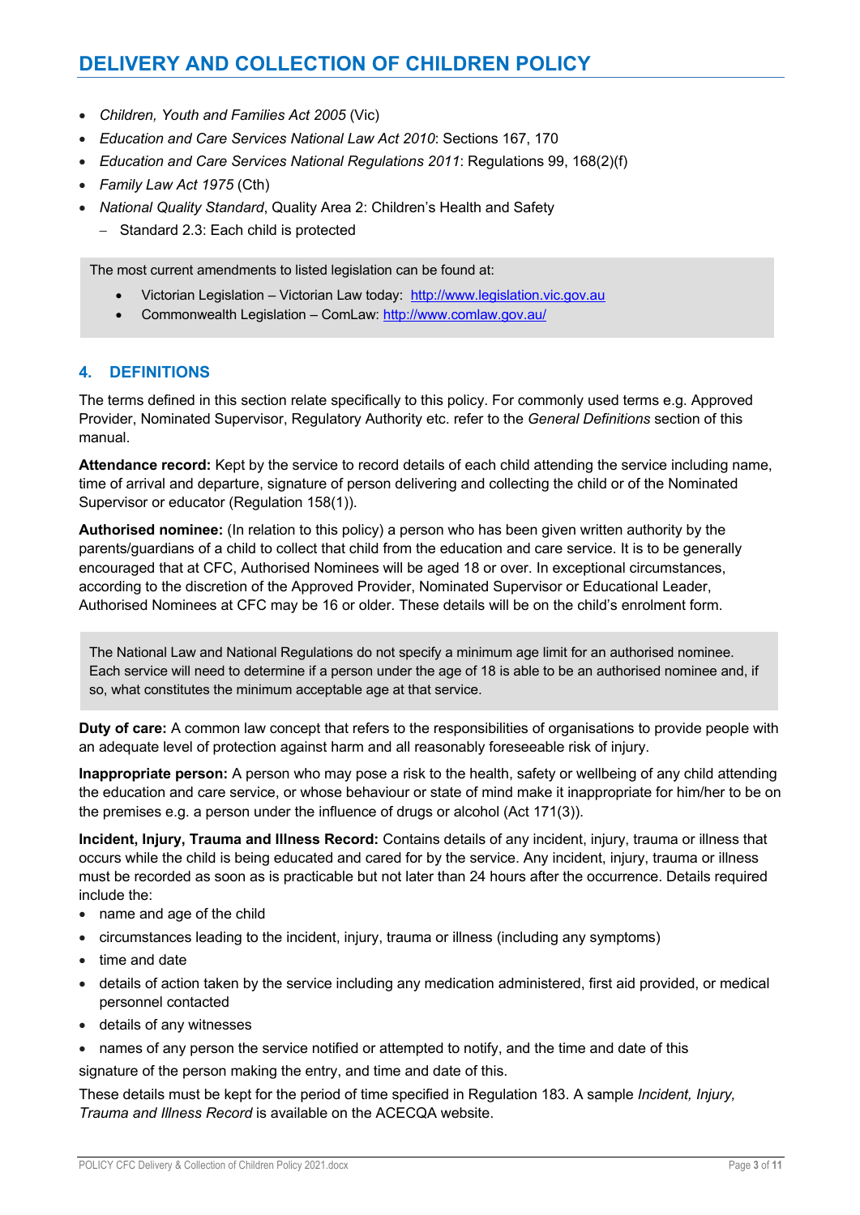- *Children, Youth and Families Act 2005* (Vic)
- *Education and Care Services National Law Act 2010*: Sections 167, 170
- *Education and Care Services National Regulations 2011*: Regulations 99, 168(2)(f)
- *Family Law Act 1975* (Cth)
- *National Quality Standard*, Quality Area 2: Children's Health and Safety
  - Standard 2.3: Each child is protected

> The most current amendments to listed legislation can be found at:
>
> - Victorian Legislation – Victorian Law today: http://www.legislation.vic.gov.au
> - Commonwealth Legislation – ComLaw: http://www.comlaw.gov.au/

## 4. DEFINITIONS

The terms defined in this section relate specifically to this policy. For commonly used terms e.g. Approved Provider, Nominated Supervisor, Regulatory Authority etc. refer to the *General Definitions* section of this manual.

**Attendance record:** Kept by the service to record details of each child attending the service including name, time of arrival and departure, signature of person delivering and collecting the child or of the Nominated Supervisor or educator (Regulation 158(1)).

**Authorised nominee:** (In relation to this policy) a person who has been given written authority by the parents/guardians of a child to collect that child from the education and care service. It is to be generally encouraged that at CFC, Authorised Nominees will be aged 18 or over. In exceptional circumstances, according to the discretion of the Approved Provider, Nominated Supervisor or Educational Leader, Authorised Nominees at CFC may be 16 or older. These details will be on the child's enrolment form.

> The National Law and National Regulations do not specify a minimum age limit for an authorised nominee. Each service will need to determine if a person under the age of 18 is able to be an authorised nominee and, if so, what constitutes the minimum acceptable age at that service.

**Duty of care:** A common law concept that refers to the responsibilities of organisations to provide people with an adequate level of protection against harm and all reasonably foreseeable risk of injury.

**Inappropriate person:** A person who may pose a risk to the health, safety or wellbeing of any child attending the education and care service, or whose behaviour or state of mind make it inappropriate for him/her to be on the premises e.g. a person under the influence of drugs or alcohol (Act 171(3)).

**Incident, Injury, Trauma and Illness Record:** Contains details of any incident, injury, trauma or illness that occurs while the child is being educated and cared for by the service. Any incident, injury, trauma or illness must be recorded as soon as is practicable but not later than 24 hours after the occurrence. Details required include the:

- name and age of the child
- circumstances leading to the incident, injury, trauma or illness (including any symptoms)
- time and date
- details of action taken by the service including any medication administered, first aid provided, or medical personnel contacted
- details of any witnesses
- names of any person the service notified or attempted to notify, and the time and date of this

signature of the person making the entry, and time and date of this.

These details must be kept for the period of time specified in Regulation 183. A sample *Incident, Injury, Trauma and Illness Record* is available on the ACECQA website.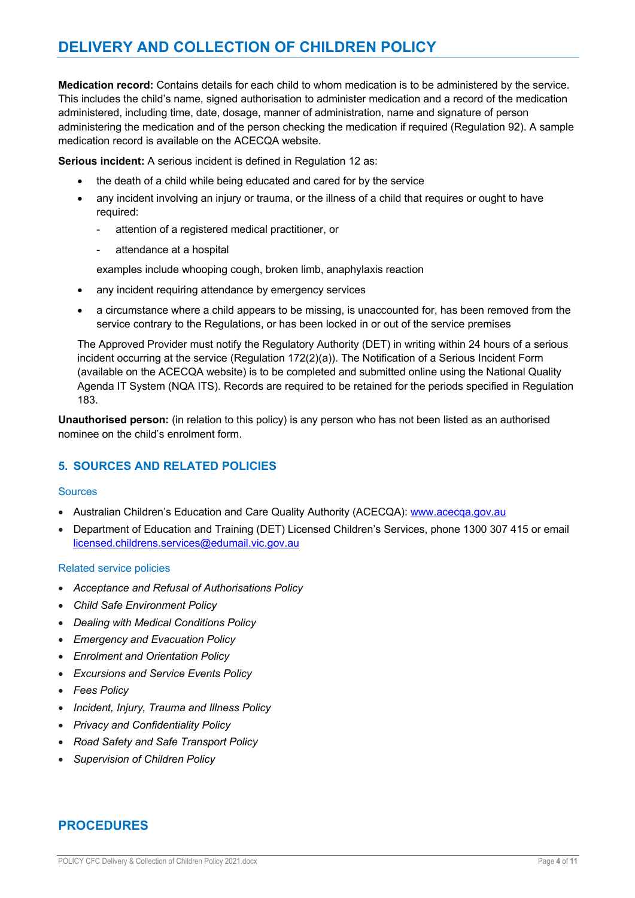**Medication record:** Contains details for each child to whom medication is to be administered by the service. This includes the child's name, signed authorisation to administer medication and a record of the medication administered, including time, date, dosage, manner of administration, name and signature of person administering the medication and of the person checking the medication if required (Regulation 92). A sample medication record is available on the ACECQA website.

**Serious incident:** A serious incident is defined in Regulation 12 as:

- the death of a child while being educated and cared for by the service
- any incident involving an injury or trauma, or the illness of a child that requires or ought to have required:
  - attention of a registered medical practitioner, or
  - attendance at a hospital

  examples include whooping cough, broken limb, anaphylaxis reaction
- any incident requiring attendance by emergency services
- a circumstance where a child appears to be missing, is unaccounted for, has been removed from the service contrary to the Regulations, or has been locked in or out of the service premises

The Approved Provider must notify the Regulatory Authority (DET) in writing within 24 hours of a serious incident occurring at the service (Regulation 172(2)(a)). The Notification of a Serious Incident Form (available on the ACECQA website) is to be completed and submitted online using the National Quality Agenda IT System (NQA ITS). Records are required to be retained for the periods specified in Regulation 183.

**Unauthorised person:** (in relation to this policy) is any person who has not been listed as an authorised nominee on the child's enrolment form.

## 5. SOURCES AND RELATED POLICIES

### Sources

- Australian Children's Education and Care Quality Authority (ACECQA): www.acecqa.gov.au
- Department of Education and Training (DET) Licensed Children's Services, phone 1300 307 415 or email licensed.childrens.services@edumail.vic.gov.au

### Related service policies

- *Acceptance and Refusal of Authorisations Policy*
- *Child Safe Environment Policy*
- *Dealing with Medical Conditions Policy*
- *Emergency and Evacuation Policy*
- *Enrolment and Orientation Policy*
- *Excursions and Service Events Policy*
- *Fees Policy*
- *Incident, Injury, Trauma and Illness Policy*
- *Privacy and Confidentiality Policy*
- *Road Safety and Safe Transport Policy*
- *Supervision of Children Policy*

# PROCEDURES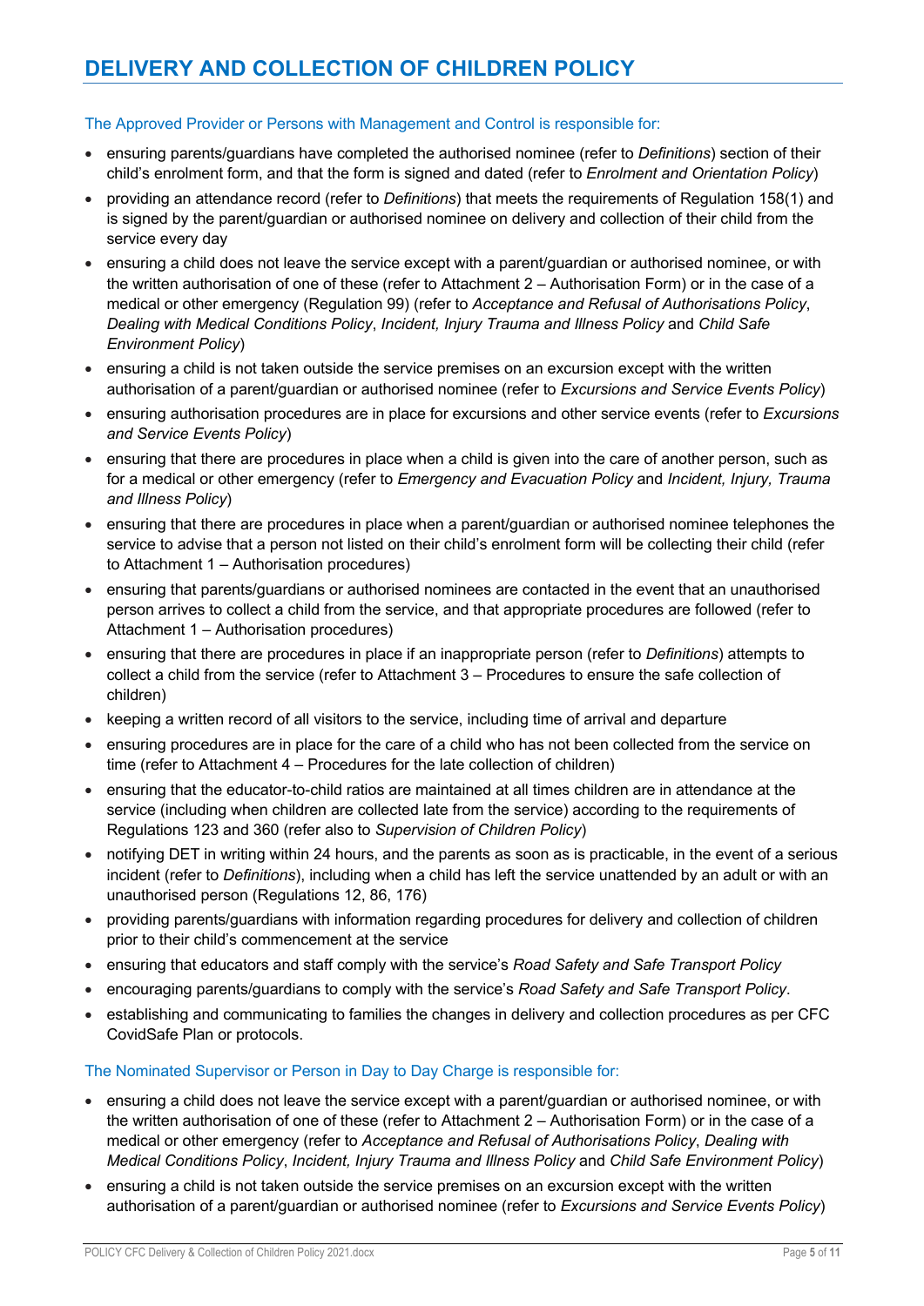# DELIVERY AND COLLECTION OF CHILDREN POLICY

### The Approved Provider or Persons with Management and Control is responsible for:

- ensuring parents/guardians have completed the authorised nominee (refer to *Definitions*) section of their child's enrolment form, and that the form is signed and dated (refer to *Enrolment and Orientation Policy*)
- providing an attendance record (refer to *Definitions*) that meets the requirements of Regulation 158(1) and is signed by the parent/guardian or authorised nominee on delivery and collection of their child from the service every day
- ensuring a child does not leave the service except with a parent/guardian or authorised nominee, or with the written authorisation of one of these (refer to Attachment 2 – Authorisation Form) or in the case of a medical or other emergency (Regulation 99) (refer to *Acceptance and Refusal of Authorisations Policy*, *Dealing with Medical Conditions Policy*, *Incident, Injury Trauma and Illness Policy* and *Child Safe Environment Policy*)
- ensuring a child is not taken outside the service premises on an excursion except with the written authorisation of a parent/guardian or authorised nominee (refer to *Excursions and Service Events Policy*)
- ensuring authorisation procedures are in place for excursions and other service events (refer to *Excursions and Service Events Policy*)
- ensuring that there are procedures in place when a child is given into the care of another person, such as for a medical or other emergency (refer to *Emergency and Evacuation Policy* and *Incident, Injury, Trauma and Illness Policy*)
- ensuring that there are procedures in place when a parent/guardian or authorised nominee telephones the service to advise that a person not listed on their child's enrolment form will be collecting their child (refer to Attachment 1 – Authorisation procedures)
- ensuring that parents/guardians or authorised nominees are contacted in the event that an unauthorised person arrives to collect a child from the service, and that appropriate procedures are followed (refer to Attachment 1 – Authorisation procedures)
- ensuring that there are procedures in place if an inappropriate person (refer to *Definitions*) attempts to collect a child from the service (refer to Attachment 3 – Procedures to ensure the safe collection of children)
- keeping a written record of all visitors to the service, including time of arrival and departure
- ensuring procedures are in place for the care of a child who has not been collected from the service on time (refer to Attachment 4 – Procedures for the late collection of children)
- ensuring that the educator-to-child ratios are maintained at all times children are in attendance at the service (including when children are collected late from the service) according to the requirements of Regulations 123 and 360 (refer also to *Supervision of Children Policy*)
- notifying DET in writing within 24 hours, and the parents as soon as is practicable, in the event of a serious incident (refer to *Definitions*), including when a child has left the service unattended by an adult or with an unauthorised person (Regulations 12, 86, 176)
- providing parents/guardians with information regarding procedures for delivery and collection of children prior to their child's commencement at the service
- ensuring that educators and staff comply with the service's *Road Safety and Safe Transport Policy*
- encouraging parents/guardians to comply with the service's *Road Safety and Safe Transport Policy*.
- establishing and communicating to families the changes in delivery and collection procedures as per CFC CovidSafe Plan or protocols.

### The Nominated Supervisor or Person in Day to Day Charge is responsible for:

- ensuring a child does not leave the service except with a parent/guardian or authorised nominee, or with the written authorisation of one of these (refer to Attachment 2 – Authorisation Form) or in the case of a medical or other emergency (refer to *Acceptance and Refusal of Authorisations Policy*, *Dealing with Medical Conditions Policy*, *Incident, Injury Trauma and Illness Policy* and *Child Safe Environment Policy*)
- ensuring a child is not taken outside the service premises on an excursion except with the written authorisation of a parent/guardian or authorised nominee (refer to *Excursions and Service Events Policy*)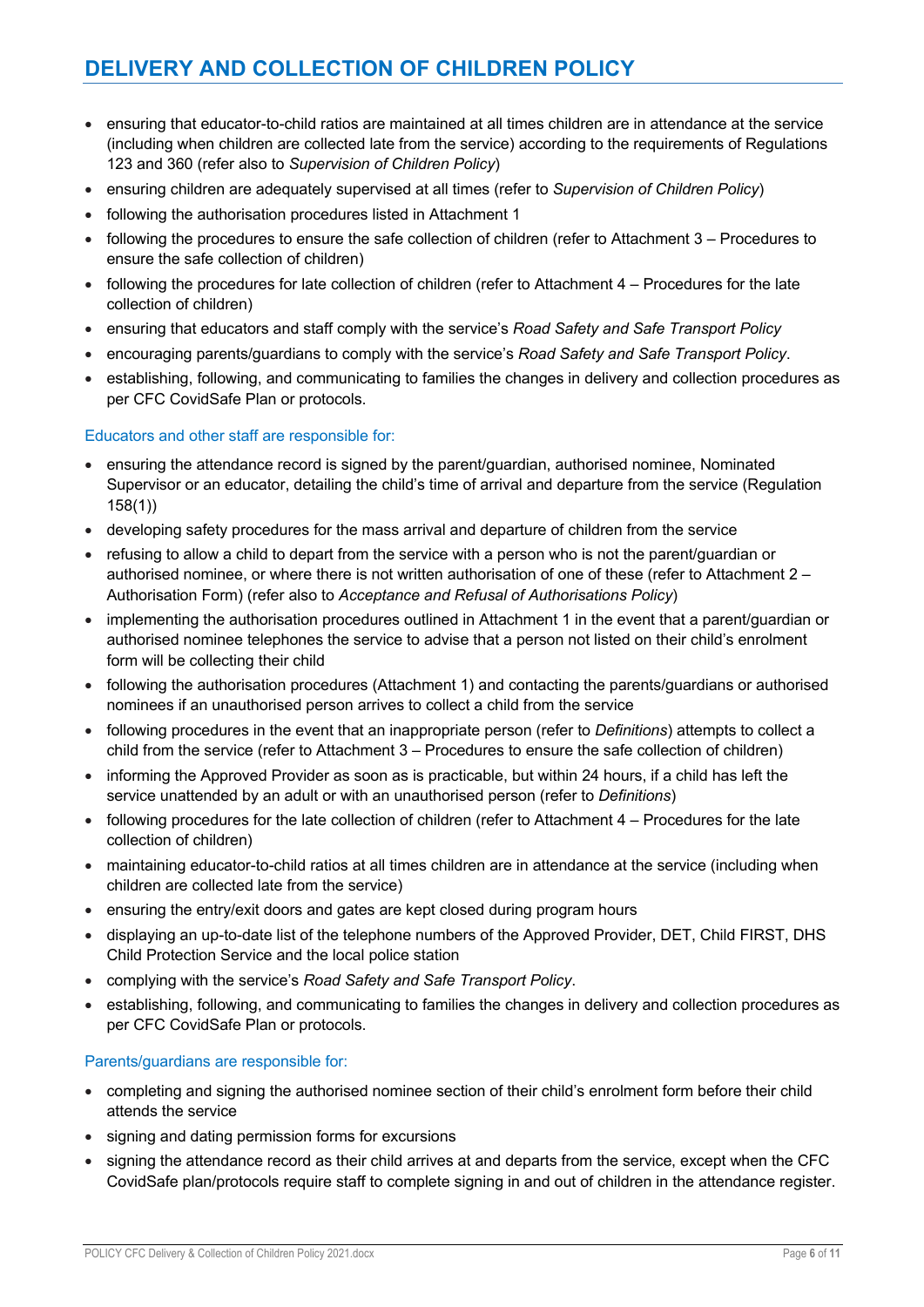- ensuring that educator-to-child ratios are maintained at all times children are in attendance at the service (including when children are collected late from the service) according to the requirements of Regulations 123 and 360 (refer also to *Supervision of Children Policy*)
- ensuring children are adequately supervised at all times (refer to *Supervision of Children Policy*)
- following the authorisation procedures listed in Attachment 1
- following the procedures to ensure the safe collection of children (refer to Attachment 3 – Procedures to ensure the safe collection of children)
- following the procedures for late collection of children (refer to Attachment 4 – Procedures for the late collection of children)
- ensuring that educators and staff comply with the service's *Road Safety and Safe Transport Policy*
- encouraging parents/guardians to comply with the service's *Road Safety and Safe Transport Policy*.
- establishing, following, and communicating to families the changes in delivery and collection procedures as per CFC CovidSafe Plan or protocols.

### Educators and other staff are responsible for:

- ensuring the attendance record is signed by the parent/guardian, authorised nominee, Nominated Supervisor or an educator, detailing the child's time of arrival and departure from the service (Regulation 158(1))
- developing safety procedures for the mass arrival and departure of children from the service
- refusing to allow a child to depart from the service with a person who is not the parent/guardian or authorised nominee, or where there is not written authorisation of one of these (refer to Attachment 2 – Authorisation Form) (refer also to *Acceptance and Refusal of Authorisations Policy*)
- implementing the authorisation procedures outlined in Attachment 1 in the event that a parent/guardian or authorised nominee telephones the service to advise that a person not listed on their child's enrolment form will be collecting their child
- following the authorisation procedures (Attachment 1) and contacting the parents/guardians or authorised nominees if an unauthorised person arrives to collect a child from the service
- following procedures in the event that an inappropriate person (refer to *Definitions*) attempts to collect a child from the service (refer to Attachment 3 – Procedures to ensure the safe collection of children)
- informing the Approved Provider as soon as is practicable, but within 24 hours, if a child has left the service unattended by an adult or with an unauthorised person (refer to *Definitions*)
- following procedures for the late collection of children (refer to Attachment 4 – Procedures for the late collection of children)
- maintaining educator-to-child ratios at all times children are in attendance at the service (including when children are collected late from the service)
- ensuring the entry/exit doors and gates are kept closed during program hours
- displaying an up-to-date list of the telephone numbers of the Approved Provider, DET, Child FIRST, DHS Child Protection Service and the local police station
- complying with the service's *Road Safety and Safe Transport Policy*.
- establishing, following, and communicating to families the changes in delivery and collection procedures as per CFC CovidSafe Plan or protocols.

### Parents/guardians are responsible for:

- completing and signing the authorised nominee section of their child's enrolment form before their child attends the service
- signing and dating permission forms for excursions
- signing the attendance record as their child arrives at and departs from the service, except when the CFC CovidSafe plan/protocols require staff to complete signing in and out of children in the attendance register.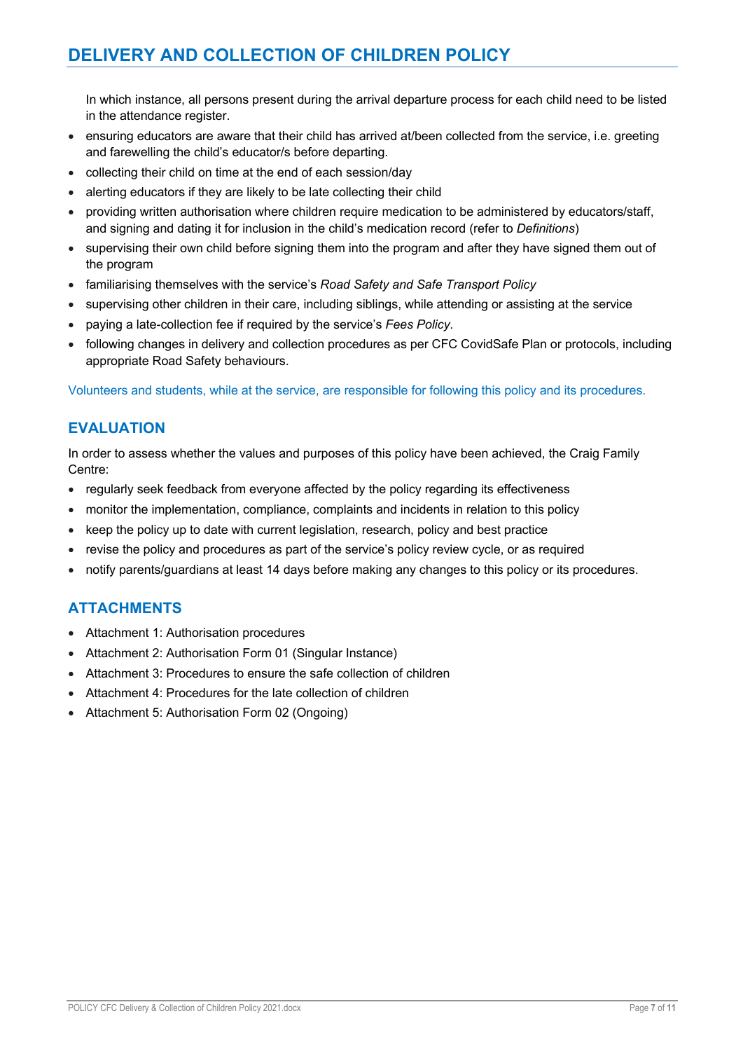In which instance, all persons present during the arrival departure process for each child need to be listed in the attendance register.

- ensuring educators are aware that their child has arrived at/been collected from the service, i.e. greeting and farewelling the child's educator/s before departing.
- collecting their child on time at the end of each session/day
- alerting educators if they are likely to be late collecting their child
- providing written authorisation where children require medication to be administered by educators/staff, and signing and dating it for inclusion in the child's medication record (refer to *Definitions*)
- supervising their own child before signing them into the program and after they have signed them out of the program
- familiarising themselves with the service's *Road Safety and Safe Transport Policy*
- supervising other children in their care, including siblings, while attending or assisting at the service
- paying a late-collection fee if required by the service's *Fees Policy*.
- following changes in delivery and collection procedures as per CFC CovidSafe Plan or protocols, including appropriate Road Safety behaviours.

Volunteers and students, while at the service, are responsible for following this policy and its procedures.

## EVALUATION

In order to assess whether the values and purposes of this policy have been achieved, the Craig Family Centre:

- regularly seek feedback from everyone affected by the policy regarding its effectiveness
- monitor the implementation, compliance, complaints and incidents in relation to this policy
- keep the policy up to date with current legislation, research, policy and best practice
- revise the policy and procedures as part of the service's policy review cycle, or as required
- notify parents/guardians at least 14 days before making any changes to this policy or its procedures.

## ATTACHMENTS

- Attachment 1: Authorisation procedures
- Attachment 2: Authorisation Form 01 (Singular Instance)
- Attachment 3: Procedures to ensure the safe collection of children
- Attachment 4: Procedures for the late collection of children
- Attachment 5: Authorisation Form 02 (Ongoing)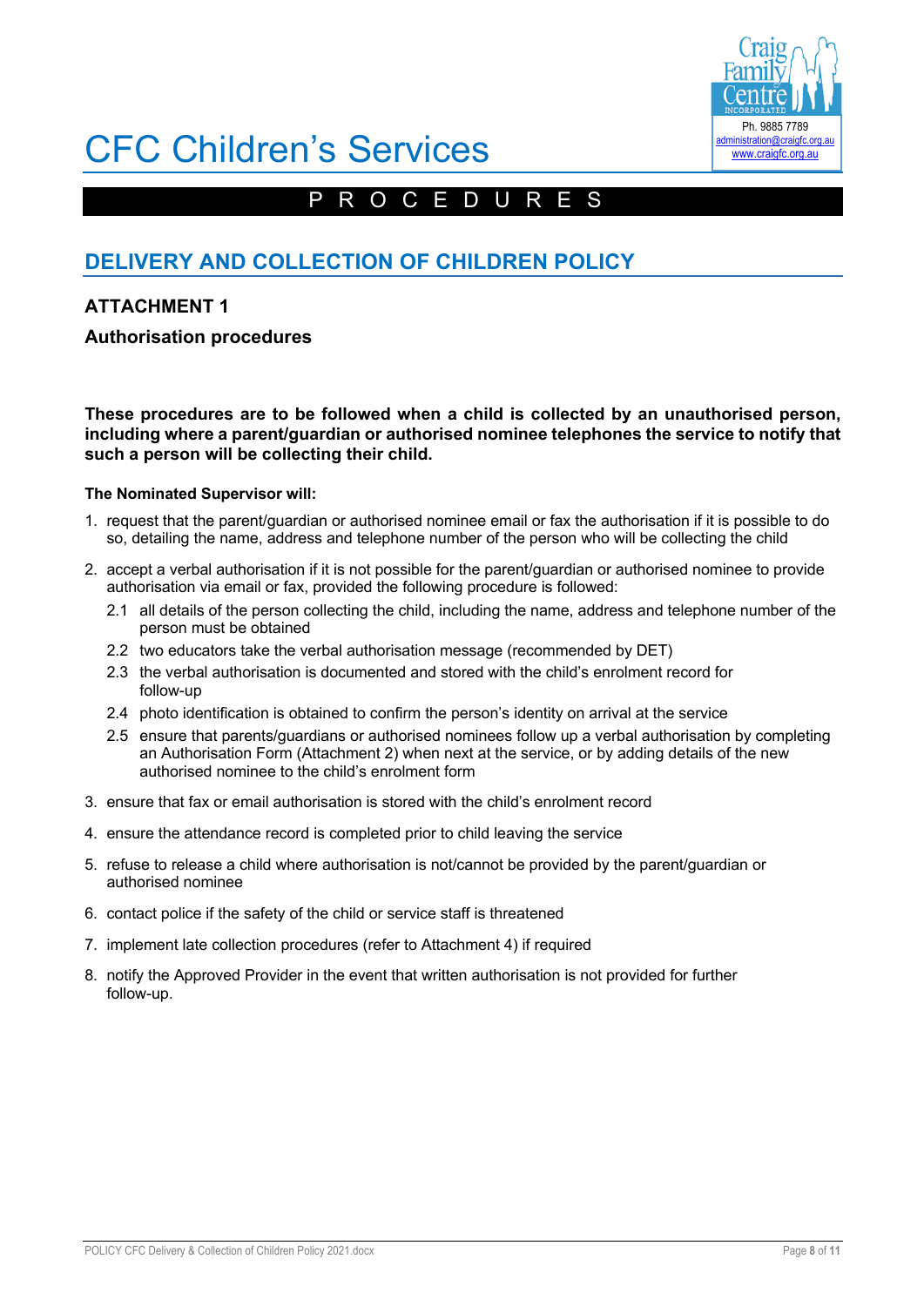# CFC Children's Services

P R O C E D U R E S

## DELIVERY AND COLLECTION OF CHILDREN POLICY

### ATTACHMENT 1

### Authorisation procedures

**These procedures are to be followed when a child is collected by an unauthorised person, including where a parent/guardian or authorised nominee telephones the service to notify that such a person will be collecting their child.**

**The Nominated Supervisor will:**

1. request that the parent/guardian or authorised nominee email or fax the authorisation if it is possible to do so, detailing the name, address and telephone number of the person who will be collecting the child
2. accept a verbal authorisation if it is not possible for the parent/guardian or authorised nominee to provide authorisation via email or fax, provided the following procedure is followed:
   - 2.1 all details of the person collecting the child, including the name, address and telephone number of the person must be obtained
   - 2.2 two educators take the verbal authorisation message (recommended by DET)
   - 2.3 the verbal authorisation is documented and stored with the child's enrolment record for follow-up
   - 2.4 photo identification is obtained to confirm the person's identity on arrival at the service
   - 2.5 ensure that parents/guardians or authorised nominees follow up a verbal authorisation by completing an Authorisation Form (Attachment 2) when next at the service, or by adding details of the new authorised nominee to the child's enrolment form
3. ensure that fax or email authorisation is stored with the child's enrolment record
4. ensure the attendance record is completed prior to child leaving the service
5. refuse to release a child where authorisation is not/cannot be provided by the parent/guardian or authorised nominee
6. contact police if the safety of the child or service staff is threatened
7. implement late collection procedures (refer to Attachment 4) if required
8. notify the Approved Provider in the event that written authorisation is not provided for further follow-up.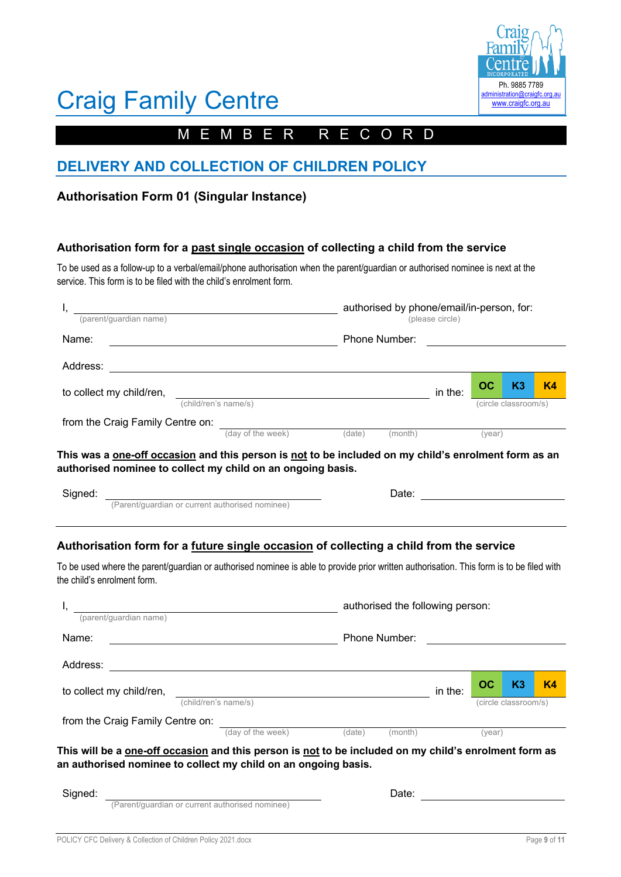Craig Family Centre INCORPORATED
Ph. 9885 7789
administration@craigfc.org.au
www.craigfc.org.au

# Craig Family Centre

**M E M B E R   R E C O R D**

## DELIVERY AND COLLECTION OF CHILDREN POLICY

### Authorisation Form 01 (Singular Instance)

#### Authorisation form for a <u>past single occasion</u> of collecting a child from the service

To be used as a follow-up to a verbal/email/phone authorisation when the parent/guardian or authorised nominee is next at the service. This form is to be filed with the child's enrolment form.

I, ______________________________ authorised by phone/email/in-person, for:
(parent/guardian name) (please circle)

Name: ______________________________ Phone Number: ______________________

Address: ______________________________________________________________

to collect my child/ren, ______________________________ in the: OC K3 K4
(child/ren's name/s) (circle classroom/s)

from the Craig Family Centre on: ______________________________________
(day of the week) (date) (month) (year)

**This was a <u>one-off occasion</u> and this person is <u>not</u> to be included on my child's enrolment form as an authorised nominee to collect my child on an ongoing basis.**

Signed: ______________________________ Date: ______________________
(Parent/guardian or current authorised nominee)

#### Authorisation form for a <u>future single occasion</u> of collecting a child from the service

To be used where the parent/guardian or authorised nominee is able to provide prior written authorisation. This form is to be filed with the child's enrolment form.

I, ______________________________ authorised the following person:
(parent/guardian name)

Name: ______________________________ Phone Number: ______________________

Address: ______________________________________________________________

to collect my child/ren, ______________________________ in the: OC K3 K4
(child/ren's name/s) (circle classroom/s)

from the Craig Family Centre on: ______________________________________
(day of the week) (date) (month) (year)

**This will be a <u>one-off occasion</u> and this person is <u>not</u> to be included on my child's enrolment form as an authorised nominee to collect my child on an ongoing basis.**

Signed: ______________________________ Date: ______________________
(Parent/guardian or current authorised nominee)

POLICY CFC Delivery & Collection of Children Policy 2021.docx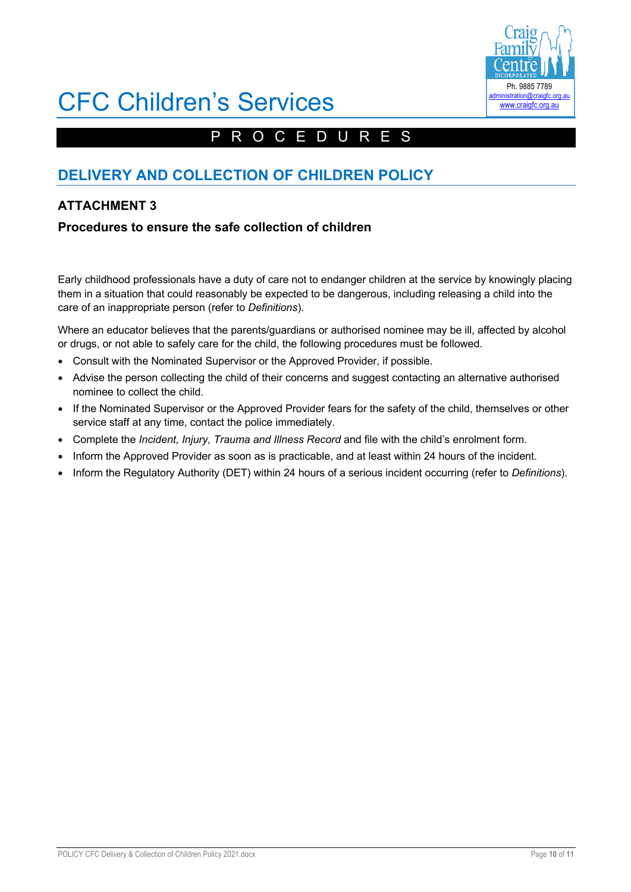# CFC Children's Services

P R O C E D U R E S

## DELIVERY AND COLLECTION OF CHILDREN POLICY

### ATTACHMENT 3

#### Procedures to ensure the safe collection of children

Early childhood professionals have a duty of care not to endanger children at the service by knowingly placing them in a situation that could reasonably be expected to be dangerous, including releasing a child into the care of an inappropriate person (refer to *Definitions*).

Where an educator believes that the parents/guardians or authorised nominee may be ill, affected by alcohol or drugs, or not able to safely care for the child, the following procedures must be followed.

- Consult with the Nominated Supervisor or the Approved Provider, if possible.
- Advise the person collecting the child of their concerns and suggest contacting an alternative authorised nominee to collect the child.
- If the Nominated Supervisor or the Approved Provider fears for the safety of the child, themselves or other service staff at any time, contact the police immediately.
- Complete the *Incident, Injury, Trauma and Illness Record* and file with the child's enrolment form.
- Inform the Approved Provider as soon as is practicable, and at least within 24 hours of the incident.
- Inform the Regulatory Authority (DET) within 24 hours of a serious incident occurring (refer to *Definitions*).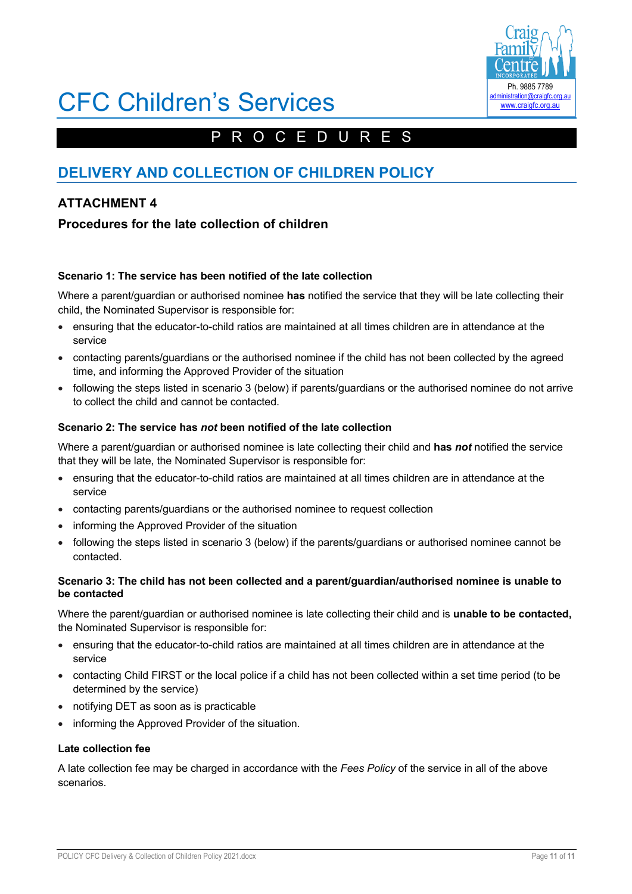# CFC Children's Services

PROCEDURES

## DELIVERY AND COLLECTION OF CHILDREN POLICY

### ATTACHMENT 4

### Procedures for the late collection of children

**Scenario 1: The service has been notified of the late collection**

Where a parent/guardian or authorised nominee **has** notified the service that they will be late collecting their child, the Nominated Supervisor is responsible for:

- ensuring that the educator-to-child ratios are maintained at all times children are in attendance at the service
- contacting parents/guardians or the authorised nominee if the child has not been collected by the agreed time, and informing the Approved Provider of the situation
- following the steps listed in scenario 3 (below) if parents/guardians or the authorised nominee do not arrive to collect the child and cannot be contacted.

**Scenario 2: The service has *not* been notified of the late collection**

Where a parent/guardian or authorised nominee is late collecting their child and **has *not*** notified the service that they will be late, the Nominated Supervisor is responsible for:

- ensuring that the educator-to-child ratios are maintained at all times children are in attendance at the service
- contacting parents/guardians or the authorised nominee to request collection
- informing the Approved Provider of the situation
- following the steps listed in scenario 3 (below) if the parents/guardians or authorised nominee cannot be contacted.

**Scenario 3: The child has not been collected and a parent/guardian/authorised nominee is unable to be contacted**

Where the parent/guardian or authorised nominee is late collecting their child and is **unable to be contacted,** the Nominated Supervisor is responsible for:

- ensuring that the educator-to-child ratios are maintained at all times children are in attendance at the service
- contacting Child FIRST or the local police if a child has not been collected within a set time period (to be determined by the service)
- notifying DET as soon as is practicable
- informing the Approved Provider of the situation.

**Late collection fee**

A late collection fee may be charged in accordance with the *Fees Policy* of the service in all of the above scenarios.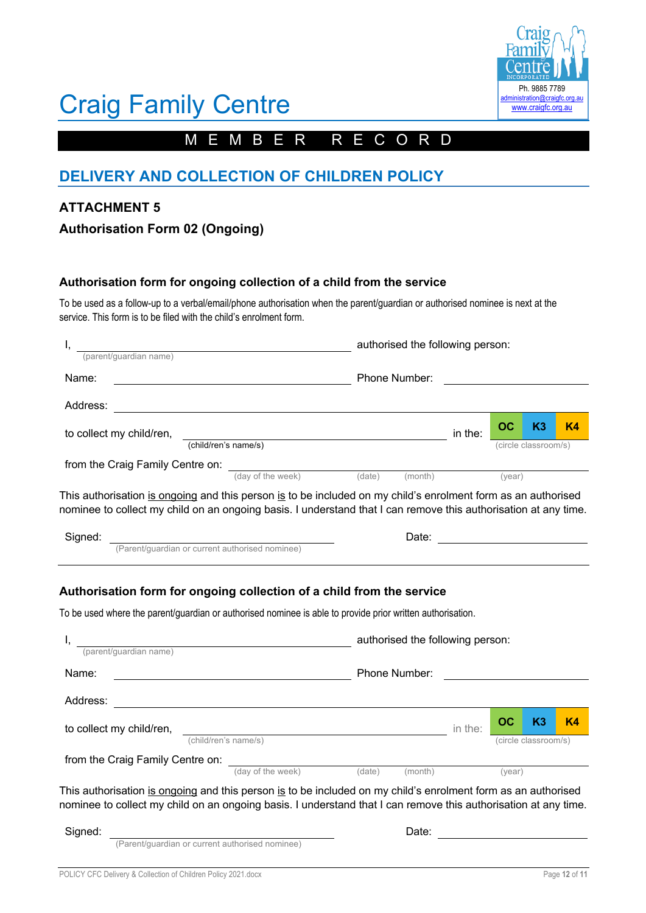# Craig Family Centre

Craig Family Centre INCORPORATED
Ph. 9885 7789
administration@craigfc.org.au
www.craigfc.org.au

MEMBER RECORD

## DELIVERY AND COLLECTION OF CHILDREN POLICY

### ATTACHMENT 5

### Authorisation Form 02 (Ongoing)

#### Authorisation form for ongoing collection of a child from the service

To be used as a follow-up to a verbal/email/phone authorisation when the parent/guardian or authorised nominee is next at the service. This form is to be filed with the child's enrolment form.

I, ______________________________ authorised the following person:
(parent/guardian name)

Name: ______________________________ Phone Number: ______________________________

Address: ____________________________________________________________

to collect my child/ren, ______________________________ in the: **OC** **K3** **K4**
(child/ren's name/s) (circle classroom/s)

from the Craig Family Centre on: ____________________________________________
(day of the week) (date) (month) (year)

This authorisation is ongoing and this person is to be included on my child's enrolment form as an authorised nominee to collect my child on an ongoing basis. I understand that I can remove this authorisation at any time.

Signed: ______________________________ Date: ______________________________
(Parent/guardian or current authorised nominee)

---

#### Authorisation form for ongoing collection of a child from the service

To be used where the parent/guardian or authorised nominee is able to provide prior written authorisation.

I, ______________________________ authorised the following person:
(parent/guardian name)

Name: ______________________________ Phone Number: ______________________________

Address: ____________________________________________________________

to collect my child/ren, ______________________________ in the: **OC** **K3** **K4**
(child/ren's name/s) (circle classroom/s)

from the Craig Family Centre on: ____________________________________________
(day of the week) (date) (month) (year)

This authorisation is ongoing and this person is to be included on my child's enrolment form as an authorised nominee to collect my child on an ongoing basis. I understand that I can remove this authorisation at any time.

Signed: ______________________________ Date: ______________________________
(Parent/guardian or current authorised nominee)